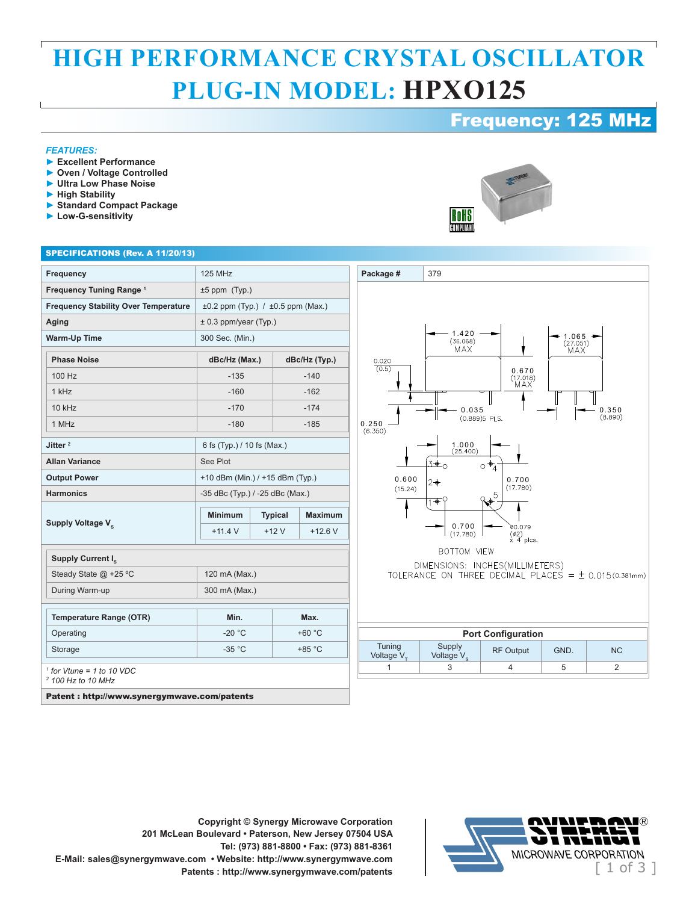# HIGH PERFORMANCE CRYSTAL OSCILLATOR
# PLUG-IN MODEL: HPXO125

## Frequency: 125 MHz

*FEATURES:*

- ► Excellent Performance
- ► Oven / Voltage Controlled
- ► Ultra Low Phase Noise
- ► High Stability
- ► Standard Compact Package
- ► Low-G-sensitivity

## SPECIFICATIONS (Rev. A 11/20/13)

| Parameter | Value |
|---|---|
| **Frequency** | 125 MHz |
| **Frequency Tuning Range** [1] | ±5 ppm (Typ.) |
| **Frequency Stability Over Temperature** | ±0.2 ppm (Typ.) / ±0.5 ppm (Max.) |
| **Aging** | ± 0.3 ppm/year (Typ.) |
| **Warm-Up Time** | 300 Sec. (Min.) |

| Phase Noise | dBc/Hz (Max.) | dBc/Hz (Typ.) |
|---|---|---|
| 100 Hz | -135 | -140 |
| 1 kHz | -160 | -162 |
| 10 kHz | -170 | -174 |
| 1 MHz | -180 | -185 |

| Parameter | Value |
|---|---|
| **Jitter** [2] | 6 fs (Typ.) / 10 fs (Max.) |
| **Allan Variance** | See Plot |
| **Output Power** | +10 dBm (Min.) / +15 dBm (Typ.) |
| **Harmonics** | -35 dBc (Typ.) / -25 dBc (Max.) |

| | Minimum | Typical | Maximum |
|---|---|---|---|
| **Supply Voltage $V_s$** | +11.4 V | +12 V | +12.6 V |

| Supply Current $I_s$ | |
|---|---|
| Steady State @ +25 ºC | 120 mA (Max.) |
| During Warm-up | 300 mA (Max.) |

| Temperature Range (OTR) | Min. | Max. |
|---|---|---|
| Operating | -20 °C | +60 °C |
| Storage | -35 °C | +85 °C |

[1] *for Vtune = 1 to 10 VDC*
[2] *100 Hz to 10 MHz*

**Patent : http://www.synergymwave.com/patents**

**Package #** 379

1.420 (36.068) MAX; 1.065 (27.051) MAX; 0.670 (17.018) MAX; 0.020 (0.5); 0.035 (0.889)5 PLS.; 0.250 (6.350); 0.350 (8.890); 1.000 (25.400); 0.600 (15.24); 0.700 (17.780); 0.700 (17.780); ø0.079 (ø2) x 4 plcs.

BOTTOM VIEW

DIMENSIONS: INCHES(MILLIMETERS)
TOLERANCE ON THREE DECIMAL PLACES = ± 0.015(0.381mm)

| Port Configuration | | | | |
|---|---|---|---|---|
| Tuning Voltage $V_T$ | Supply Voltage $V_s$ | RF Output | GND. | NC |
| 1 | 3 | 4 | 5 | 2 |

Copyright © Synergy Microwave Corporation
201 McLean Boulevard • Paterson, New Jersey 07504 USA
Tel: (973) 881-8800 • Fax: (973) 881-8361
E-Mail: sales@synergymwave.com • Website: http://www.synergymwave.com
Patents : http://www.synergymwave.com/patents

SYNERGY MICROWAVE CORPORATION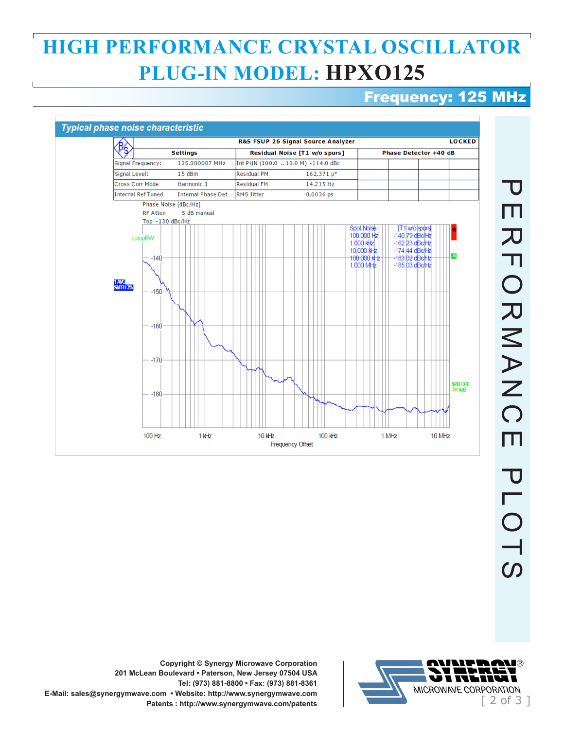# HIGH PERFORMANCE CRYSTAL OSCILLATOR PLUG-IN MODEL: HPXO125

## Frequency: 125 MHz

### *Typical phase noise characteristic*

| R&S FSUP 26 Signal Source Analyzer | | | | LOCKED |
|---|---|---|---|---|
| Settings | | Residual Noise [T1 w/o spurs] | | Phase Detector +40 dB |
| Signal Frequency: | 125.000007 MHz | Int PHN (100.0 .. 10.0 M) | -114.0 dBc | |
| Signal Level: | 15 dBm | Residual PM | 162.371 µ° | |
| Cross Corr Mode | Harmonic 1 | Residual FM | 14.215 Hz | |
| Internal Ref Tuned | Internal Phase Det | RMS Jitter | 0.0036 ps | |

Phase Noise [dBc/Hz]
RF Atten 5 dB manual
Top -130 dBc/Hz

| Spot Noise | [T1 w/o spurs] |
|---|---|
| 100.000 Hz | -140.79 dBc/Hz |
| 1.000 kHz | -162.23 dBc/Hz |
| 10.000 kHz | -174.44 dBc/Hz |
| 100.000 kHz | -183.02 dBc/Hz |
| 1.000 MHz | -185.03 dBc/Hz |

Frequency Offset

# PERFORMANCE PLOTS

Copyright © Synergy Microwave Corporation
201 McLean Boulevard • Paterson, New Jersey 07504 USA
Tel: (973) 881-8800 • Fax: (973) 881-8361
E-Mail: sales@synergymwave.com • Website: http://www.synergymwave.com
Patents : http://www.synergymwave.com/patents

SYNERGY® MICROWAVE CORPORATION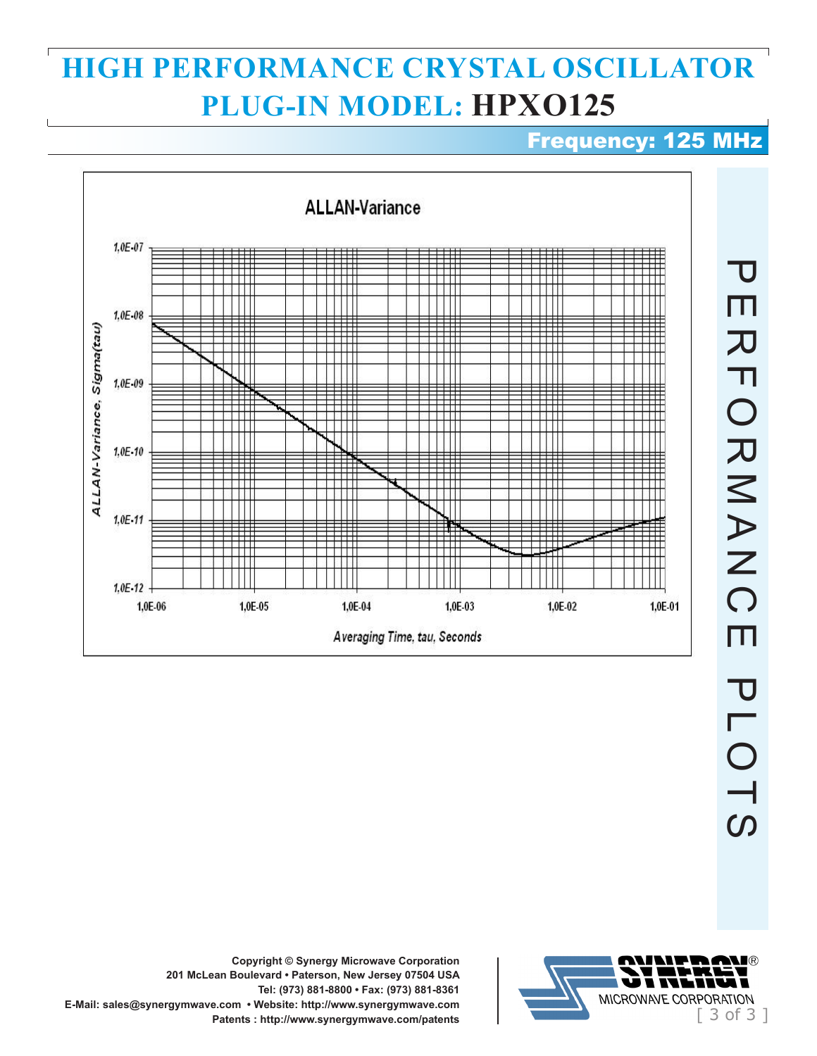# HIGH PERFORMANCE CRYSTAL OSCILLATOR
# PLUG-IN MODEL: HPXO125

## Frequency: 125 MHz

ALLAN-Variance

ALLAN-Variance, Sigma(tau)

1,0E-07
1,0E-08
1,0E-09
1,0E-10
1,0E-11
1,0E-12

1,0E-06
1,0E-05
1,0E-04
1,0E-03
1,0E-02
1,0E-01

Averaging Time, tau, Seconds

PERFORMANCE PLOTS

**Copyright © Synergy Microwave Corporation**
**201 McLean Boulevard • Paterson, New Jersey 07504 USA**
**Tel: (973) 881-8800 • Fax: (973) 881-8361**
**E-Mail: sales@synergymwave.com • Website: http://www.synergymwave.com**
**Patents : http://www.synergymwave.com/patents**

SYNERGY® MICROWAVE CORPORATION